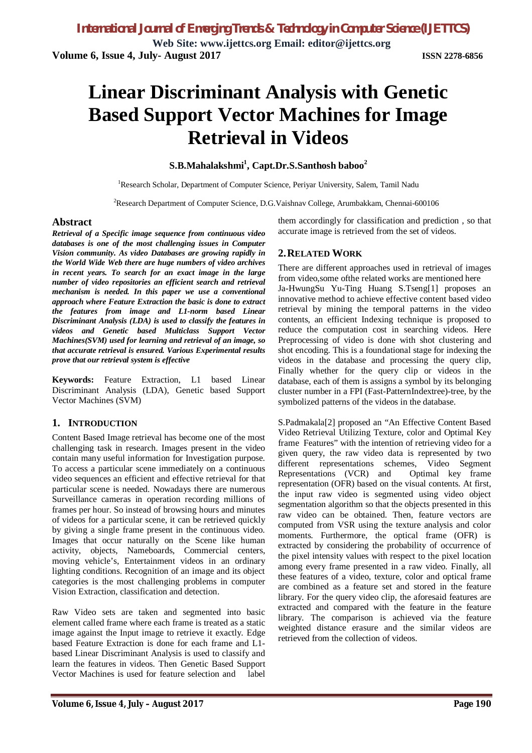# Linear Discriminant Analysis with Genetic Based Support Vector Machines for Image Retrieval in Videos

**S.B.Mahalakshmi[1], Capt.Dr.S.Santhosh baboo[2]**

[1]Research Scholar, Department of Computer Science, Periyar University, Salem, Tamil Nadu

[2]Research Department of Computer Science, D.G.Vaishnav College, Arumbakkam, Chennai-600106

## Abstract

***Retrieval of a Specific image sequence from continuous video databases is one of the most challenging issues in Computer Vision community. As video Databases are growing rapidly in the World Wide Web there are huge numbers of video archives in recent years. To search for an exact image in the large number of video repositories an efficient search and retrieval mechanism is needed. In this paper we use a conventional approach where Feature Extraction the basic is done to extract the features from image and L1-norm based Linear Discriminant Analysis (LDA) is used to classify the features in videos and Genetic based Multiclass Support Vector Machines(SVM) used for learning and retrieval of an image, so that accurate retrieval is ensured. Various Experimental results prove that our retrieval system is effective***

**Keywords:** Feature Extraction, L1 based Linear Discriminant Analysis (LDA), Genetic based Support Vector Machines (SVM)

## 1. INTRODUCTION

Content Based Image retrieval has become one of the most challenging task in research. Images present in the video contain many useful information for Investigation purpose. To access a particular scene immediately on a continuous video sequences an efficient and effective retrieval for that particular scene is needed. Nowadays there are numerous Surveillance cameras in operation recording millions of frames per hour. So instead of browsing hours and minutes of videos for a particular scene, it can be retrieved quickly by giving a single frame present in the continuous video. Images that occur naturally on the Scene like human activity, objects, Nameboards, Commercial centers, moving vehicle's, Entertainment videos in an ordinary lighting conditions. Recognition of an image and its object categories is the most challenging problems in computer Vision Extraction, classification and detection.

Raw Video sets are taken and segmented into basic element called frame where each frame is treated as a static image against the Input image to retrieve it exactly. Edge based Feature Extraction is done for each frame and L1-based Linear Discriminant Analysis is used to classify and learn the features in videos. Then Genetic Based Support Vector Machines is used for feature selection and label them accordingly for classification and prediction , so that accurate image is retrieved from the set of videos.

## 2. RELATED WORK

There are different approaches used in retrieval of images from video,some ofthe related works are mentioned here

Ja-HwungSu Yu-Ting Huang S.Tseng[1] proposes an innovative method to achieve effective content based video retrieval by mining the temporal patterns in the video contents, an efficient Indexing technique is proposed to reduce the computation cost in searching videos. Here Preprocessing of video is done with shot clustering and shot encoding. This is a foundational stage for indexing the videos in the database and processing the query clip, Finally whether for the query clip or videos in the database, each of them is assigns a symbol by its belonging cluster number in a FPI (Fast-PatternIndextree)-tree, by the symbolized patterns of the videos in the database.

S.Padmakala[2] proposed an "An Effective Content Based Video Retrieval Utilizing Texture, color and Optimal Key frame Features" with the intention of retrieving video for a given query, the raw video data is represented by two different representations schemes, Video Segment Representations (VCR) and Optimal key frame representation (OFR) based on the visual contents. At first, the input raw video is segmented using video object segmentation algorithm so that the objects presented in this raw video can be obtained. Then, feature vectors are computed from VSR using the texture analysis and color moments. Furthermore, the optical frame (OFR) is extracted by considering the probability of occurrence of the pixel intensity values with respect to the pixel location among every frame presented in a raw video. Finally, all these features of a video, texture, color and optical frame are combined as a feature set and stored in the feature library. For the query video clip, the aforesaid features are extracted and compared with the feature in the feature library. The comparison is achieved via the feature weighted distance erasure and the similar videos are retrieved from the collection of videos.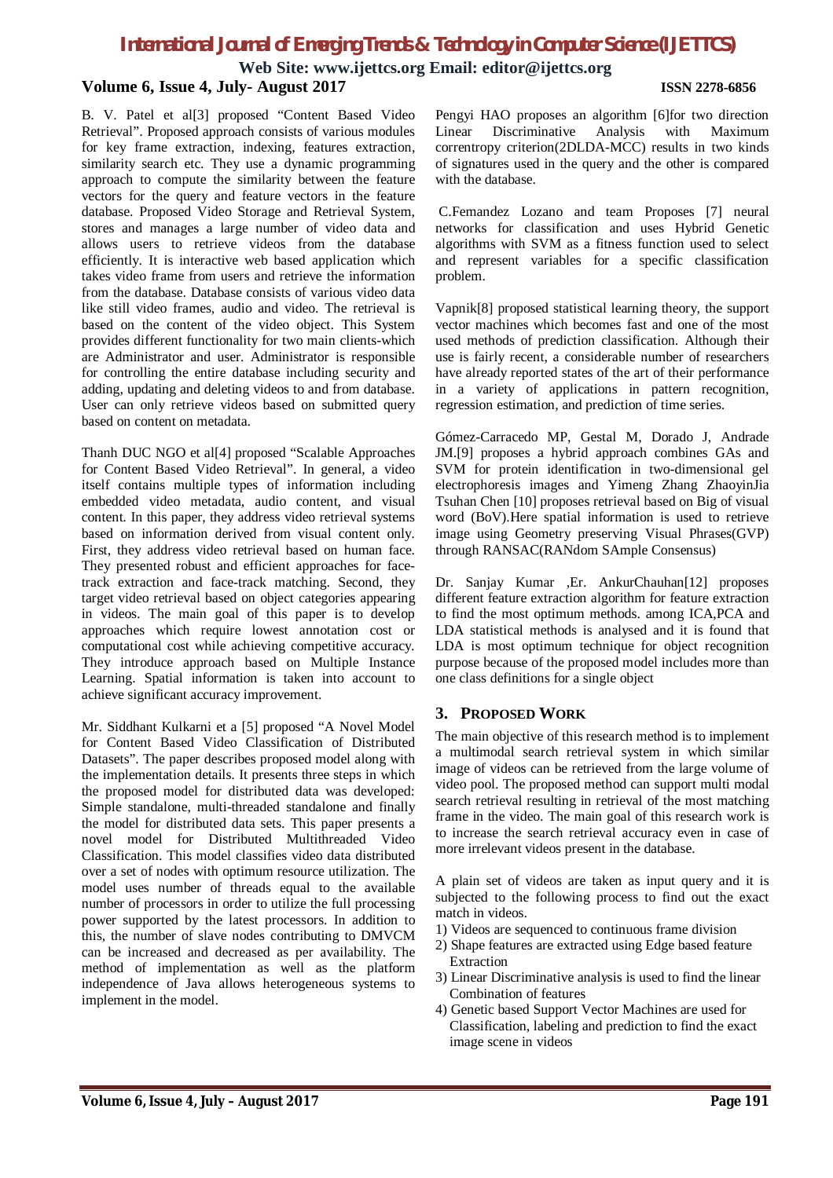B. V. Patel et al[3] proposed "Content Based Video Retrieval". Proposed approach consists of various modules for key frame extraction, indexing, features extraction, similarity search etc. They use a dynamic programming approach to compute the similarity between the feature vectors for the query and feature vectors in the feature database. Proposed Video Storage and Retrieval System, stores and manages a large number of video data and allows users to retrieve videos from the database efficiently. It is interactive web based application which takes video frame from users and retrieve the information from the database. Database consists of various video data like still video frames, audio and video. The retrieval is based on the content of the video object. This System provides different functionality for two main clients-which are Administrator and user. Administrator is responsible for controlling the entire database including security and adding, updating and deleting videos to and from database. User can only retrieve videos based on submitted query based on content on metadata.

Thanh DUC NGO et al[4] proposed "Scalable Approaches for Content Based Video Retrieval". In general, a video itself contains multiple types of information including embedded video metadata, audio content, and visual content. In this paper, they address video retrieval systems based on information derived from visual content only. First, they address video retrieval based on human face. They presented robust and efficient approaches for face-track extraction and face-track matching. Second, they target video retrieval based on object categories appearing in videos. The main goal of this paper is to develop approaches which require lowest annotation cost or computational cost while achieving competitive accuracy. They introduce approach based on Multiple Instance Learning. Spatial information is taken into account to achieve significant accuracy improvement.

Mr. Siddhant Kulkarni et a [5] proposed "A Novel Model for Content Based Video Classification of Distributed Datasets". The paper describes proposed model along with the implementation details. It presents three steps in which the proposed model for distributed data was developed: Simple standalone, multi-threaded standalone and finally the model for distributed data sets. This paper presents a novel model for Distributed Multithreaded Video Classification. This model classifies video data distributed over a set of nodes with optimum resource utilization. The model uses number of threads equal to the available number of processors in order to utilize the full processing power supported by the latest processors. In addition to this, the number of slave nodes contributing to DMVCM can be increased and decreased as per availability. The method of implementation as well as the platform independence of Java allows heterogeneous systems to implement in the model.

Pengyi HAO proposes an algorithm [6]for two direction Linear Discriminative Analysis with Maximum correntropy criterion(2DLDA-MCC) results in two kinds of signatures used in the query and the other is compared with the database.

C.Femandez Lozano and team Proposes [7] neural networks for classification and uses Hybrid Genetic algorithms with SVM as a fitness function used to select and represent variables for a specific classification problem.

Vapnik[8] proposed statistical learning theory, the support vector machines which becomes fast and one of the most used methods of prediction classification. Although their use is fairly recent, a considerable number of researchers have already reported states of the art of their performance in a variety of applications in pattern recognition, regression estimation, and prediction of time series.

Gómez-Carracedo MP, Gestal M, Dorado J, Andrade JM.[9] proposes a hybrid approach combines GAs and SVM for protein identification in two-dimensional gel electrophoresis images and Yimeng Zhang ZhaoyinJia Tsuhan Chen [10] proposes retrieval based on Big of visual word (BoV).Here spatial information is used to retrieve image using Geometry preserving Visual Phrases(GVP) through RANSAC(RANdom SAmple Consensus)

Dr. Sanjay Kumar ,Er. AnkurChauhan[12] proposes different feature extraction algorithm for feature extraction to find the most optimum methods. among ICA,PCA and LDA statistical methods is analysed and it is found that LDA is most optimum technique for object recognition purpose because of the proposed model includes more than one class definitions for a single object

## 3. PROPOSED WORK

The main objective of this research method is to implement a multimodal search retrieval system in which similar image of videos can be retrieved from the large volume of video pool. The proposed method can support multi modal search retrieval resulting in retrieval of the most matching frame in the video. The main goal of this research work is to increase the search retrieval accuracy even in case of more irrelevant videos present in the database.

A plain set of videos are taken as input query and it is subjected to the following process to find out the exact match in videos.

1) Videos are sequenced to continuous frame division
2) Shape features are extracted using Edge based feature Extraction
3) Linear Discriminative analysis is used to find the linear Combination of features
4) Genetic based Support Vector Machines are used for Classification, labeling and prediction to find the exact image scene in videos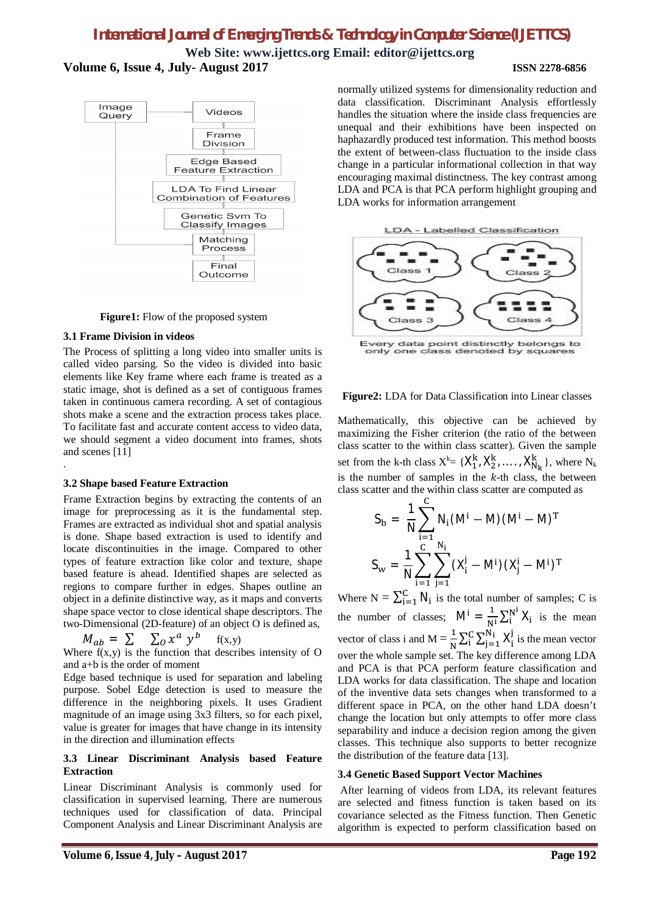Figure1: Flow of the proposed system

### 3.1 Frame Division in videos

The Process of splitting a long video into smaller units is called video parsing. So the video is divided into basic elements like Key frame where each frame is treated as a static image, shot is defined as a set of contiguous frames taken in continuous camera recording. A set of contagious shots make a scene and the extraction process takes place. To facilitate fast and accurate content access to video data, we should segment a video document into frames, shots and scenes [11]

.

### 3.2 Shape based Feature Extraction

Frame Extraction begins by extracting the contents of an image for preprocessing as it is the fundamental step. Frames are extracted as individual shot and spatial analysis is done. Shape based extraction is used to identify and locate discontinuities in the image. Compared to other types of feature extraction like color and texture, shape based feature is ahead. Identified shapes are selected as regions to compare further in edges. Shapes outline an object in a definite distinctive way, as it maps and converts shape space vector to close identical shape descriptors. The two-Dimensional (2D-feature) of an object O is defined as,

$$M_{ab} = \sum \quad \sum_{O} x^{a}\, y^{b} \quad f(x,y)$$

Where f(x,y) is the function that describes intensity of O and a+b is the order of moment

Edge based technique is used for separation and labeling purpose. Sobel Edge detection is used to measure the difference in the neighboring pixels. It uses Gradient magnitude of an image using 3x3 filters, so for each pixel, value is greater for images that have change in its intensity in the direction and illumination effects

### 3.3 Linear Discriminant Analysis based Feature Extraction

Linear Discriminant Analysis is commonly used for classification in supervised learning. There are numerous techniques used for classification of data. Principal Component Analysis and Linear Discriminant Analysis are normally utilized systems for dimensionality reduction and data classification. Discriminant Analysis effortlessly handles the situation where the inside class frequencies are unequal and their exhibitions have been inspected on haphazardly produced test information. This method boosts the extent of between-class fluctuation to the inside class change in a particular informational collection in that way encouraging maximal distinctness. The key contrast among LDA and PCA is that PCA perform highlight grouping and LDA works for information arrangement

Figure2: LDA for Data Classification into Linear classes

Mathematically, this objective can be achieved by maximizing the Fisher criterion (the ratio of the between class scatter to the within class scatter). Given the sample set from the k-th class $X^k = \{X_1^k, X_2^k, \ldots, X_{N_k}^k\}$, where $N_k$ is the number of samples in the $k$-th class, the between class scatter and the within class scatter are computed as

$$S_b = \frac{1}{N}\sum_{i=1}^{C} N_i (M^i - M)(M^i - M)^T$$

$$S_w = \frac{1}{N}\sum_{i=1}^{C}\sum_{j=1}^{N_i} (X_i^j - M^i)(X_j^i - M^i)^T$$

Where $N = \sum_{i=1}^{C} N_i$ is the total number of samples; C is the number of classes; $M^i = \frac{1}{N^i}\sum_i^{N^i} X_i$ is the mean vector of class i and $M = \frac{1}{N}\sum_i^C \sum_{j=1}^{N_i} X_i^j$ is the mean vector over the whole sample set. The key difference among LDA and PCA is that PCA perform feature classification and LDA works for data classification. The shape and location of the inventive data sets changes when transformed to a different space in PCA, on the other hand LDA doesn't change the location but only attempts to offer more class separability and induce a decision region among the given classes. This technique also supports to better recognize the distribution of the feature data [13].

### 3.4 Genetic Based Support Vector Machines

After learning of videos from LDA, its relevant features are selected and fitness function is taken based on its covariance selected as the Fitness function. Then Genetic algorithm is expected to perform classification based on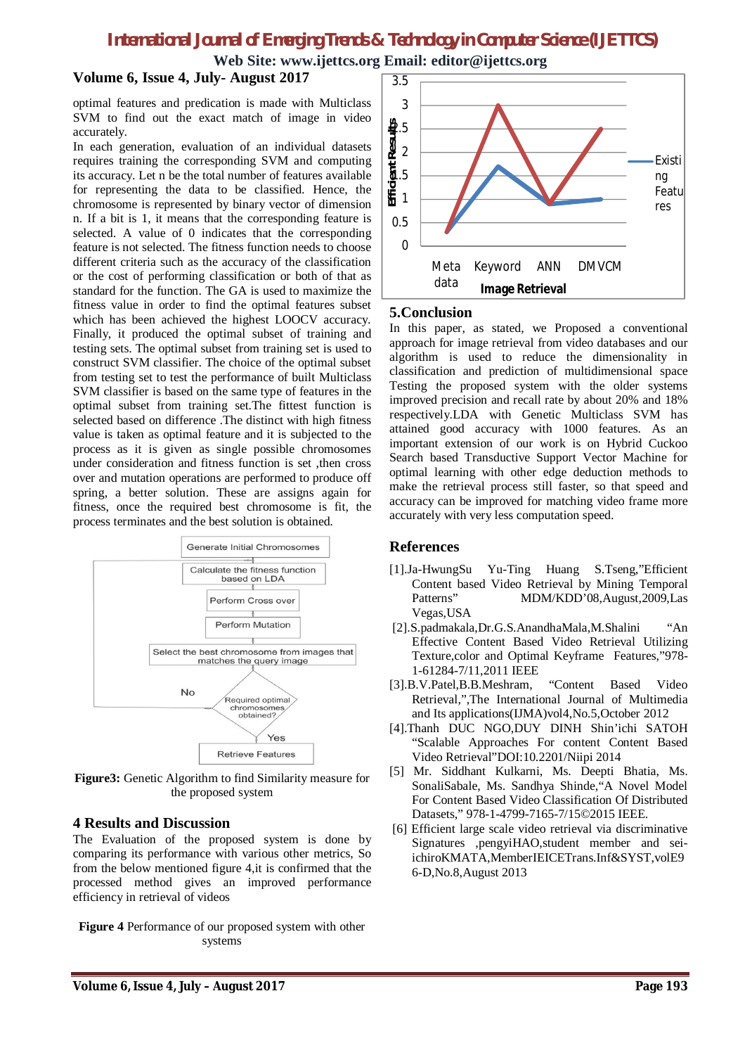optimal features and predication is made with Multiclass SVM to find out the exact match of image in video accurately.

In each generation, evaluation of an individual datasets requires training the corresponding SVM and computing its accuracy. Let n be the total number of features available for representing the data to be classified. Hence, the chromosome is represented by binary vector of dimension n. If a bit is 1, it means that the corresponding feature is selected. A value of 0 indicates that the corresponding feature is not selected. The fitness function needs to choose different criteria such as the accuracy of the classification or the cost of performing classification or both of that as standard for the function. The GA is used to maximize the fitness value in order to find the optimal features subset which has been achieved the highest LOOCV accuracy. Finally, it produced the optimal subset of training and testing sets. The optimal subset from training set is used to construct SVM classifier. The choice of the optimal subset from testing set to test the performance of built Multiclass SVM classifier is based on the same type of features in the optimal subset from training set.The fittest function is selected based on difference .The distinct with high fitness value is taken as optimal feature and it is subjected to the process as it is given as single possible chromosomes under consideration and fitness function is set ,then cross over and mutation operations are performed to produce off spring, a better solution. These are assigns again for fitness, once the required best chromosome is fit, the process terminates and the best solution is obtained.

**Figure3:** Genetic Algorithm to find Similarity measure for the proposed system

## 4 Results and Discussion

The Evaluation of the proposed system is done by comparing its performance with various other metrics, So from the below mentioned figure 4,it is confirmed that the processed method gives an improved performance efficiency in retrieval of videos

**Figure 4** Performance of our proposed system with other systems

## 5.Conclusion

In this paper, as stated, we Proposed a conventional approach for image retrieval from video databases and our algorithm is used to reduce the dimensionality in classification and prediction of multidimensional space Testing the proposed system with the older systems improved precision and recall rate by about 20% and 18% respectively.LDA with Genetic Multiclass SVM has attained good accuracy with 1000 features. As an important extension of our work is on Hybrid Cuckoo Search based Transductive Support Vector Machine for optimal learning with other edge deduction methods to make the retrieval process still faster, so that speed and accuracy can be improved for matching video frame more accurately with very less computation speed.

## References

[1].Ja-HwungSu Yu-Ting Huang S.Tseng,"Efficient Content based Video Retrieval by Mining Temporal Patterns" MDM/KDD'08,August,2009,Las Vegas,USA

[2].S.padmakala,Dr.G.S.AnandhaMala,M.Shalini "An Effective Content Based Video Retrieval Utilizing Texture,color and Optimal Keyframe Features,"978-1-61284-7/11,2011 IEEE

[3].B.V.Patel,B.B.Meshram, "Content Based Video Retrieval,",The International Journal of Multimedia and Its applications(IJMA)vol4,No.5,October 2012

[4].Thanh DUC NGO,DUY DINH Shin'ichi SATOH "Scalable Approaches For content Content Based Video Retrieval"DOI:10.2201/Niipi 2014

[5] Mr. Siddhant Kulkarni, Ms. Deepti Bhatia, Ms. SonaliSabale, Ms. Sandhya Shinde,"A Novel Model For Content Based Video Classification Of Distributed Datasets," 978-1-4799-7165-7/15©2015 IEEE.

[6] Efficient large scale video retrieval via discriminative Signatures ,pengyiHAO,student member and sei-ichiroKMATA,MemberIEICETrans.Inf&SYST,volE9 6-D,No.8,August 2013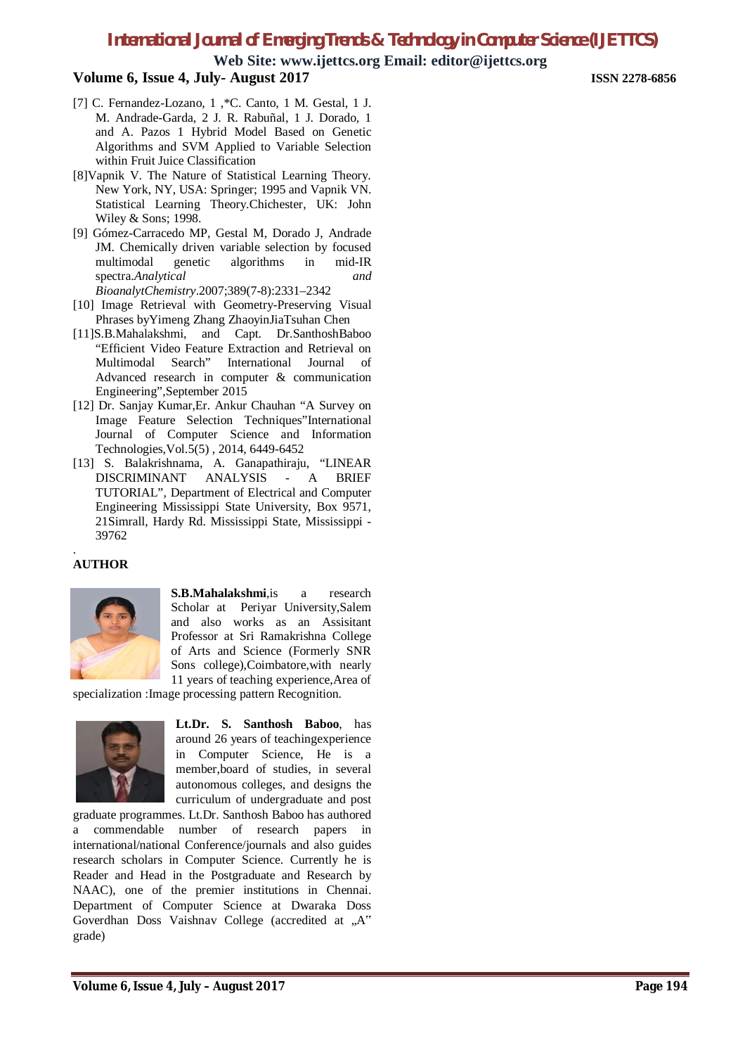[7] C. Fernandez-Lozano, 1 ,*C. Canto, 1 M. Gestal, 1 J. M. Andrade-Garda, 2 J. R. Rabuñal, 1 J. Dorado, 1 and A. Pazos 1 Hybrid Model Based on Genetic Algorithms and SVM Applied to Variable Selection within Fruit Juice Classification

[8]Vapnik V. The Nature of Statistical Learning Theory. New York, NY, USA: Springer; 1995 and Vapnik VN. Statistical Learning Theory.Chichester, UK: John Wiley & Sons; 1998.

[9] Gómez-Carracedo MP, Gestal M, Dorado J, Andrade JM. Chemically driven variable selection by focused multimodal genetic algorithms in mid-IR spectra.*Analytical and BioanalytChemistry*.2007;389(7-8):2331–2342

[10] Image Retrieval with Geometry-Preserving Visual Phrases byYimeng Zhang ZhaoyinJiaTsuhan Chen

[11]S.B.Mahalakshmi, and Capt. Dr.SanthoshBaboo "Efficient Video Feature Extraction and Retrieval on Multimodal Search" International Journal of Advanced research in computer & communication Engineering",September 2015

[12] Dr. Sanjay Kumar,Er. Ankur Chauhan "A Survey on Image Feature Selection Techniques"International Journal of Computer Science and Information Technologies,Vol.5(5) , 2014, 6449-6452

[13] S. Balakrishnama, A. Ganapathiraju, "LINEAR DISCRIMINANT ANALYSIS - A BRIEF TUTORIAL", Department of Electrical and Computer Engineering Mississippi State University, Box 9571, 21Simrall, Hardy Rd. Mississippi State, Mississippi - 39762

.

**AUTHOR**

**S.B.Mahalakshmi**,is a research Scholar at Periyar University,Salem and also works as an Assisitant Professor at Sri Ramakrishna College of Arts and Science (Formerly SNR Sons college),Coimbatore,with nearly 11 years of teaching experience,Area of specialization :Image processing pattern Recognition.

**Lt.Dr. S. Santhosh Baboo**, has around 26 years of teachingexperience in Computer Science, He is a member,board of studies, in several autonomous colleges, and designs the curriculum of undergraduate and post graduate programmes. Lt.Dr. Santhosh Baboo has authored a commendable number of research papers in international/national Conference/journals and also guides research scholars in Computer Science. Currently he is Reader and Head in the Postgraduate and Research by NAAC), one of the premier institutions in Chennai. Department of Computer Science at Dwaraka Doss Goverdhan Doss Vaishnav College (accredited at „A" grade)